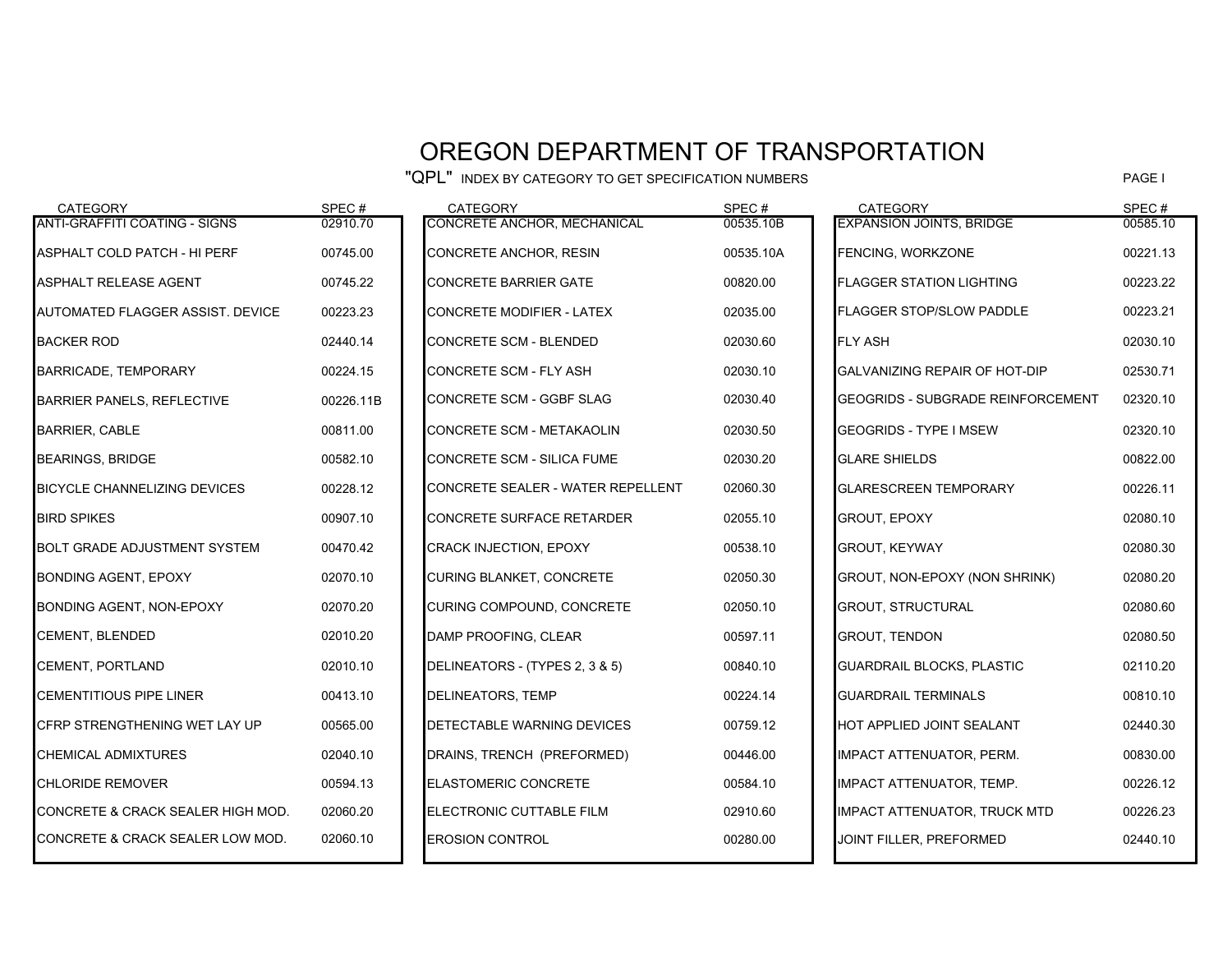# OREGON DEPARTMENT OF TRANSPORTATION

"QPL" INDEX BY CATEGORY TO GET SPECIFICATION NUMBERS

PAGE I

| CATEGORY | SPEC # |
|---|---|
| ANTI-GRAFFITI COATING - SIGNS | 02910.70 |
| ASPHALT COLD PATCH - HI PERF | 00745.00 |
| ASPHALT RELEASE AGENT | 00745.22 |
| AUTOMATED FLAGGER ASSIST. DEVICE | 00223.23 |
| BACKER ROD | 02440.14 |
| BARRICADE, TEMPORARY | 00224.15 |
| BARRIER PANELS, REFLECTIVE | 00226.11B |
| BARRIER, CABLE | 00811.00 |
| BEARINGS, BRIDGE | 00582.10 |
| BICYCLE CHANNELIZING DEVICES | 00228.12 |
| BIRD SPIKES | 00907.10 |
| BOLT GRADE ADJUSTMENT SYSTEM | 00470.42 |
| BONDING AGENT, EPOXY | 02070.10 |
| BONDING AGENT, NON-EPOXY | 02070.20 |
| CEMENT, BLENDED | 02010.20 |
| CEMENT, PORTLAND | 02010.10 |
| CEMENTITIOUS PIPE LINER | 00413.10 |
| CFRP STRENGTHENING WET LAY UP | 00565.00 |
| CHEMICAL ADMIXTURES | 02040.10 |
| CHLORIDE REMOVER | 00594.13 |
| CONCRETE & CRACK SEALER HIGH MOD. | 02060.20 |
| CONCRETE & CRACK SEALER LOW MOD. | 02060.10 |
| CONCRETE ANCHOR, MECHANICAL | 00535.10B |
| CONCRETE ANCHOR, RESIN | 00535.10A |
| CONCRETE BARRIER GATE | 00820.00 |
| CONCRETE MODIFIER - LATEX | 02035.00 |
| CONCRETE SCM - BLENDED | 02030.60 |
| CONCRETE SCM - FLY ASH | 02030.10 |
| CONCRETE SCM - GGBF SLAG | 02030.40 |
| CONCRETE SCM - METAKAOLIN | 02030.50 |
| CONCRETE SCM - SILICA FUME | 02030.20 |
| CONCRETE SEALER - WATER REPELLENT | 02060.30 |
| CONCRETE SURFACE RETARDER | 02055.10 |
| CRACK INJECTION, EPOXY | 00538.10 |
| CURING BLANKET, CONCRETE | 02050.30 |
| CURING COMPOUND, CONCRETE | 02050.10 |
| DAMP PROOFING, CLEAR | 00597.11 |
| DELINEATORS - (TYPES 2, 3 & 5) | 00840.10 |
| DELINEATORS, TEMP | 00224.14 |
| DETECTABLE WARNING DEVICES | 00759.12 |
| DRAINS, TRENCH (PREFORMED) | 00446.00 |
| ELASTOMERIC CONCRETE | 00584.10 |
| ELECTRONIC CUTTABLE FILM | 02910.60 |
| EROSION CONTROL | 00280.00 |
| EXPANSION JOINTS, BRIDGE | 00585.10 |
| FENCING, WORKZONE | 00221.13 |
| FLAGGER STATION LIGHTING | 00223.22 |
| FLAGGER STOP/SLOW PADDLE | 00223.21 |
| FLY ASH | 02030.10 |
| GALVANIZING REPAIR OF HOT-DIP | 02530.71 |
| GEOGRIDS - SUBGRADE REINFORCEMENT | 02320.10 |
| GEOGRIDS - TYPE I MSEW | 02320.10 |
| GLARE SHIELDS | 00822.00 |
| GLARESCREEN TEMPORARY | 00226.11 |
| GROUT, EPOXY | 02080.10 |
| GROUT, KEYWAY | 02080.30 |
| GROUT, NON-EPOXY (NON SHRINK) | 02080.20 |
| GROUT, STRUCTURAL | 02080.60 |
| GROUT, TENDON | 02080.50 |
| GUARDRAIL BLOCKS, PLASTIC | 02110.20 |
| GUARDRAIL TERMINALS | 00810.10 |
| HOT APPLIED JOINT SEALANT | 02440.30 |
| IMPACT ATTENUATOR, PERM. | 00830.00 |
| IMPACT ATTENUATOR, TEMP. | 00226.12 |
| IMPACT ATTENUATOR, TRUCK MTD | 00226.23 |
| JOINT FILLER, PREFORMED | 02440.10 |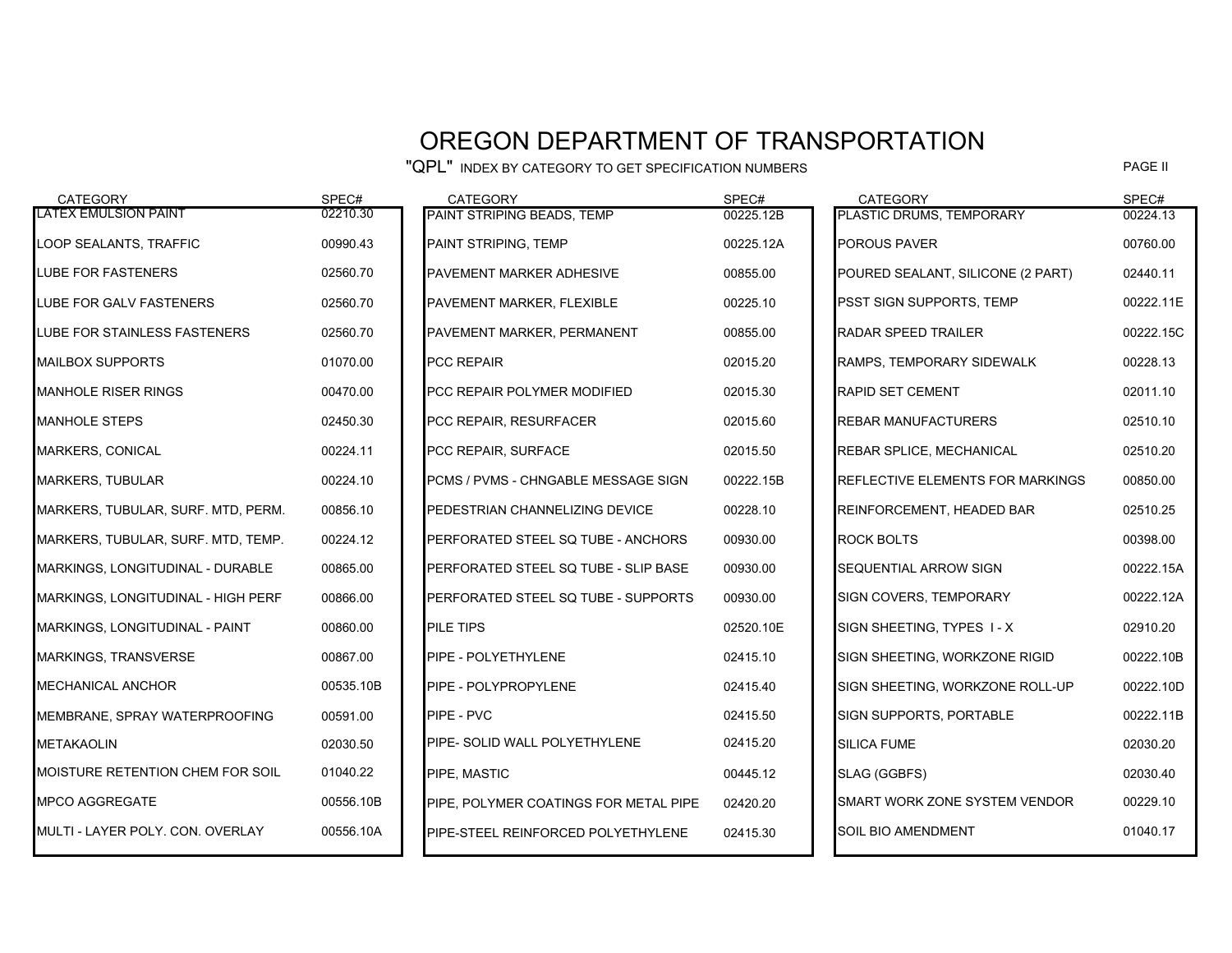# OREGON DEPARTMENT OF TRANSPORTATION

"QPL" INDEX BY CATEGORY TO GET SPECIFICATION NUMBERS

| CATEGORY | SPEC# |
|---|---|
| LATEX EMULSION PAINT | 02210.30 |
| LOOP SEALANTS, TRAFFIC | 00990.43 |
| LUBE FOR FASTENERS | 02560.70 |
| LUBE FOR GALV FASTENERS | 02560.70 |
| LUBE FOR STAINLESS FASTENERS | 02560.70 |
| MAILBOX SUPPORTS | 01070.00 |
| MANHOLE RISER RINGS | 00470.00 |
| MANHOLE STEPS | 02450.30 |
| MARKERS, CONICAL | 00224.11 |
| MARKERS, TUBULAR | 00224.10 |
| MARKERS, TUBULAR, SURF. MTD, PERM. | 00856.10 |
| MARKERS, TUBULAR, SURF. MTD, TEMP. | 00224.12 |
| MARKINGS, LONGITUDINAL - DURABLE | 00865.00 |
| MARKINGS, LONGITUDINAL - HIGH PERF | 00866.00 |
| MARKINGS, LONGITUDINAL - PAINT | 00860.00 |
| MARKINGS, TRANSVERSE | 00867.00 |
| MECHANICAL ANCHOR | 00535.10B |
| MEMBRANE, SPRAY WATERPROOFING | 00591.00 |
| METAKAOLIN | 02030.50 |
| MOISTURE RETENTION CHEM FOR SOIL | 01040.22 |
| MPCO AGGREGATE | 00556.10B |
| MULTI - LAYER POLY. CON. OVERLAY | 00556.10A |
| PAINT STRIPING BEADS, TEMP | 00225.12B |
| PAINT STRIPING, TEMP | 00225.12A |
| PAVEMENT MARKER ADHESIVE | 00855.00 |
| PAVEMENT MARKER, FLEXIBLE | 00225.10 |
| PAVEMENT MARKER, PERMANENT | 00855.00 |
| PCC REPAIR | 02015.20 |
| PCC REPAIR POLYMER MODIFIED | 02015.30 |
| PCC REPAIR, RESURFACER | 02015.60 |
| PCC REPAIR, SURFACE | 02015.50 |
| PCMS / PVMS - CHNGABLE MESSAGE SIGN | 00222.15B |
| PEDESTRIAN CHANNELIZING DEVICE | 00228.10 |
| PERFORATED STEEL SQ TUBE - ANCHORS | 00930.00 |
| PERFORATED STEEL SQ TUBE - SLIP BASE | 00930.00 |
| PERFORATED STEEL SQ TUBE - SUPPORTS | 00930.00 |
| PILE TIPS | 02520.10E |
| PIPE - POLYETHYLENE | 02415.10 |
| PIPE - POLYPROPYLENE | 02415.40 |
| PIPE - PVC | 02415.50 |
| PIPE- SOLID WALL POLYETHYLENE | 02415.20 |
| PIPE, MASTIC | 00445.12 |
| PIPE, POLYMER COATINGS FOR METAL PIPE | 02420.20 |
| PIPE-STEEL REINFORCED POLYETHYLENE | 02415.30 |
| PLASTIC DRUMS, TEMPORARY | 00224.13 |
| POROUS PAVER | 00760.00 |
| POURED SEALANT, SILICONE (2 PART) | 02440.11 |
| PSST SIGN SUPPORTS, TEMP | 00222.11E |
| RADAR SPEED TRAILER | 00222.15C |
| RAMPS, TEMPORARY SIDEWALK | 00228.13 |
| RAPID SET CEMENT | 02011.10 |
| REBAR MANUFACTURERS | 02510.10 |
| REBAR SPLICE, MECHANICAL | 02510.20 |
| REFLECTIVE ELEMENTS FOR MARKINGS | 00850.00 |
| REINFORCEMENT, HEADED BAR | 02510.25 |
| ROCK BOLTS | 00398.00 |
| SEQUENTIAL ARROW SIGN | 00222.15A |
| SIGN COVERS, TEMPORARY | 00222.12A |
| SIGN SHEETING, TYPES I - X | 02910.20 |
| SIGN SHEETING, WORKZONE RIGID | 00222.10B |
| SIGN SHEETING, WORKZONE ROLL-UP | 00222.10D |
| SIGN SUPPORTS, PORTABLE | 00222.11B |
| SILICA FUME | 02030.20 |
| SLAG (GGBFS) | 02030.40 |
| SMART WORK ZONE SYSTEM VENDOR | 00229.10 |
| SOIL BIO AMENDMENT | 01040.17 |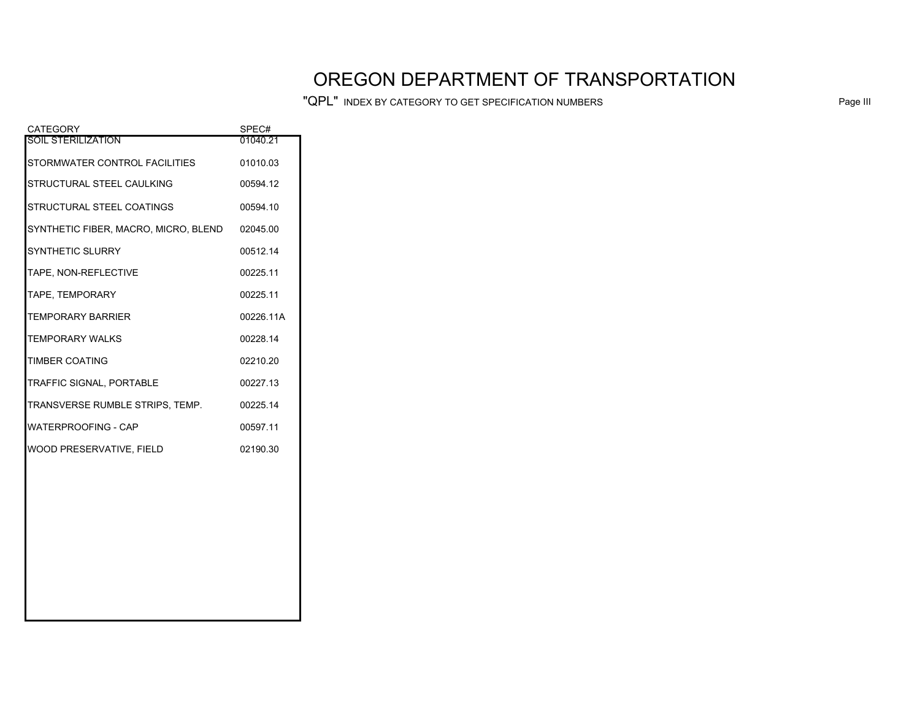# OREGON DEPARTMENT OF TRANSPORTATION

"QPL" INDEX BY CATEGORY TO GET SPECIFICATION NUMBERS

| CATEGORY | SPEC# |
|---|---|
| SOIL STERILIZATION | 01040.21 |
| STORMWATER CONTROL FACILITIES | 01010.03 |
| STRUCTURAL STEEL CAULKING | 00594.12 |
| STRUCTURAL STEEL COATINGS | 00594.10 |
| SYNTHETIC FIBER, MACRO, MICRO, BLEND | 02045.00 |
| SYNTHETIC SLURRY | 00512.14 |
| TAPE, NON-REFLECTIVE | 00225.11 |
| TAPE, TEMPORARY | 00225.11 |
| TEMPORARY BARRIER | 00226.11A |
| TEMPORARY WALKS | 00228.14 |
| TIMBER COATING | 02210.20 |
| TRAFFIC SIGNAL, PORTABLE | 00227.13 |
| TRANSVERSE RUMBLE STRIPS, TEMP. | 00225.14 |
| WATERPROOFING - CAP | 00597.11 |
| WOOD PRESERVATIVE, FIELD | 02190.30 |